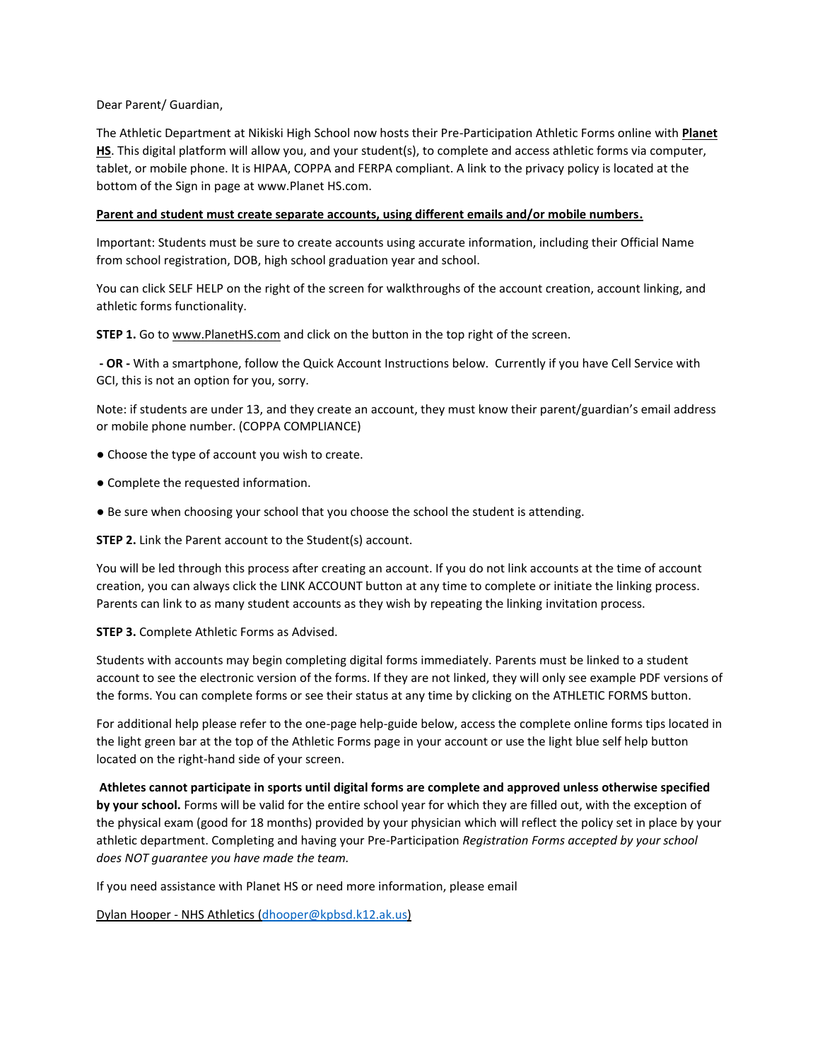Dear Parent/ Guardian,

The Athletic Department at Nikiski High School now hosts their Pre-Participation Athletic Forms online with **Planet HS**. This digital platform will allow you, and your student(s), to complete and access athletic forms via computer, tablet, or mobile phone. It is HIPAA, COPPA and FERPA compliant. A link to the privacy policy is located at the bottom of the Sign in page at www.Planet HS.com.

**Parent and student must create separate accounts, using different emails and/or mobile numbers.**

Important: Students must be sure to create accounts using accurate information, including their Official Name from school registration, DOB, high school graduation year and school.

You can click SELF HELP on the right of the screen for walkthroughs of the account creation, account linking, and athletic forms functionality.

**STEP 1.** Go to www.PlanetHS.com and click on the button in the top right of the screen.

**- OR -** With a smartphone, follow the Quick Account Instructions below. Currently if you have Cell Service with GCI, this is not an option for you, sorry.

Note: if students are under 13, and they create an account, they must know their parent/guardian's email address or mobile phone number. (COPPA COMPLIANCE)

- Choose the type of account you wish to create.
- Complete the requested information.
- Be sure when choosing your school that you choose the school the student is attending.

**STEP 2.** Link the Parent account to the Student(s) account.

You will be led through this process after creating an account. If you do not link accounts at the time of account creation, you can always click the LINK ACCOUNT button at any time to complete or initiate the linking process. Parents can link to as many student accounts as they wish by repeating the linking invitation process.

**STEP 3.** Complete Athletic Forms as Advised.

Students with accounts may begin completing digital forms immediately. Parents must be linked to a student account to see the electronic version of the forms. If they are not linked, they will only see example PDF versions of the forms. You can complete forms or see their status at any time by clicking on the ATHLETIC FORMS button.

For additional help please refer to the one-page help-guide below, access the complete online forms tips located in the light green bar at the top of the Athletic Forms page in your account or use the light blue self help button located on the right-hand side of your screen.

**Athletes cannot participate in sports until digital forms are complete and approved unless otherwise specified by your school.** Forms will be valid for the entire school year for which they are filled out, with the exception of the physical exam (good for 18 months) provided by your physician which will reflect the policy set in place by your athletic department. Completing and having your Pre-Participation *Registration Forms accepted by your school does NOT guarantee you have made the team.*

If you need assistance with Planet HS or need more information, please email

Dylan Hooper - NHS Athletics (dhooper@kpbsd.k12.ak.us)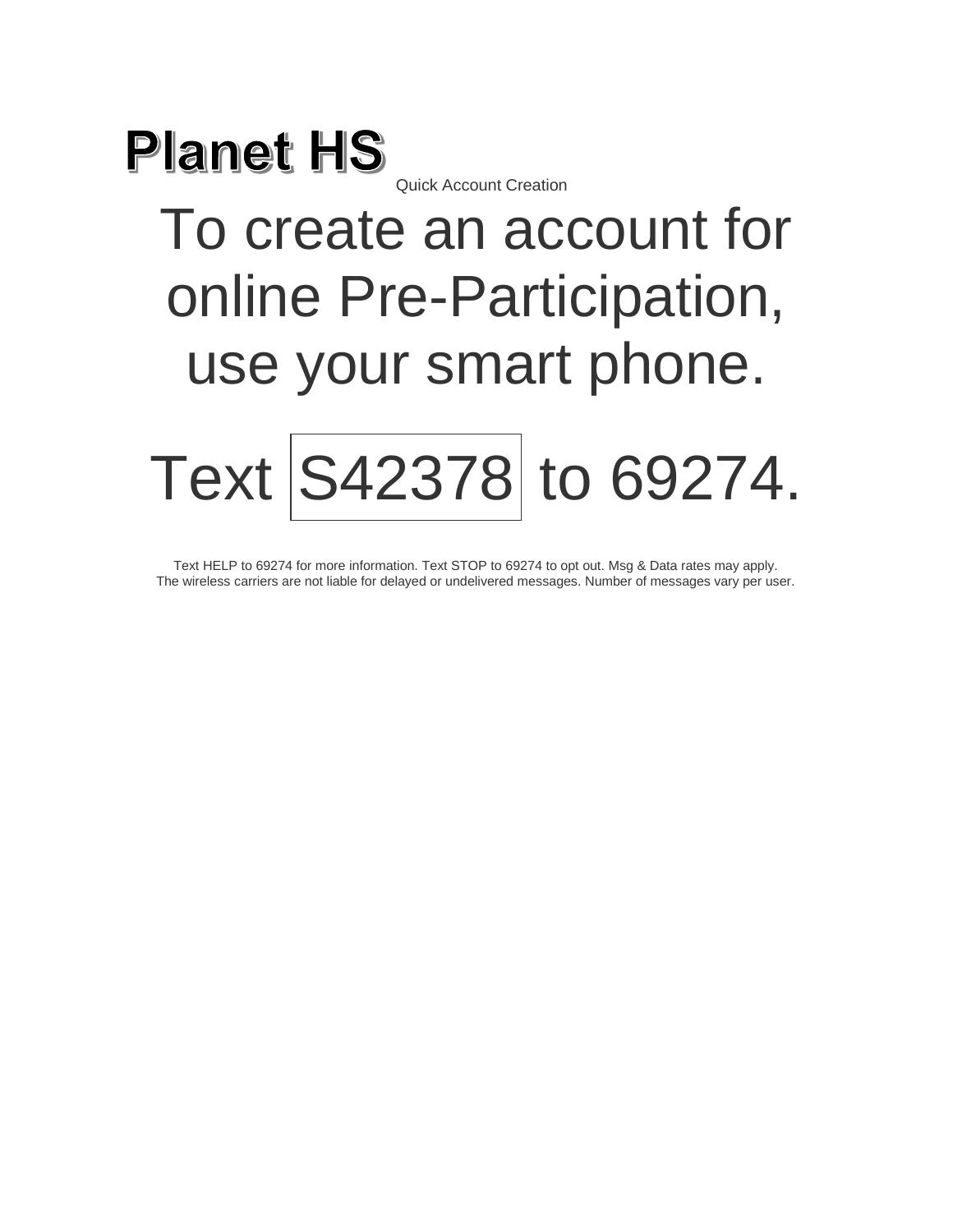# Planet HS

Quick Account Creation

## To create an account for online Pre-Participation, use your smart phone.

## Text S42378 to 69274.

Text HELP to 69274 for more information. Text STOP to 69274 to opt out. Msg & Data rates may apply.
The wireless carriers are not liable for delayed or undelivered messages. Number of messages vary per user.